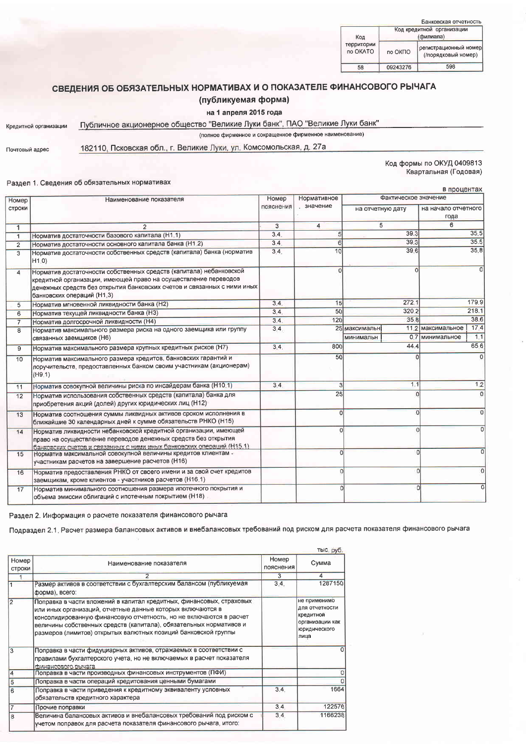Банковская отчетность

| Код территории по ОКАТО | Код кредитной организации (филиала) | |
|---|---|---|
| | по ОКПО | регистрационный номер (/порядковый номер) |
| 58 | 09243276 | 598 |

# СВЕДЕНИЯ ОБ ОБЯЗАТЕЛЬНЫХ НОРМАТИВАХ И О ПОКАЗАТЕЛЕ ФИНАНСОВОГО РЫЧАГА

## (публикуемая форма)

**на 1 апреля 2015 года**

Кредитной организации Публичное акционерное общество "Великие Луки банк", ПАО "Великие Луки банк"

(полное фирменное и сокращенное фирменное наименование)

Почтовый адрес 182110, Псковская обл., г. Великие Луки, ул. Комсомольская, д. 27а

Код формы по ОКУД 0409813

Квартальная (Годовая)

Раздел 1. Сведения об обязательных нормативах

в процентах

| Номер строки | Наименование показателя | Номер пояснения | Нормативное значение | Фактическое значение | | | |
|---|---|---|---|---|---|---|---|
| | | | | на отчетную дату | | на начало отчетного года | |
| 1 | 2 | 3 | 4 | 5 | | 6 | |
| 1 | Норматив достаточности базового капитала (Н1.1) | 3.4. | 5 | | 39.3 | | 35.5 |
| 2 | Норматив достаточности основного капитала банка (Н1.2) | 3.4. | 6 | | 39.3 | | 35.5 |
| 3 | Норматив достаточности собственных средств (капитала) банка (норматив Н1.0) | 3.4. | 10 | | 39.6 | | 35.8 |
| 4 | Норматив достаточности собственных средств (капитала) небанковской кредитной организации, имеющей право на осуществление переводов денежных средств без открытия банковских счетов и связанных с ними иных банковских операций (Н1.3) | | 0 | | 0 | | 0 |
| 5 | Норматив мгновенной ликвидности банка (Н2) | 3.4. | 15 | | 272.1 | | 179.9 |
| 6 | Норматив текущей ликвидности банка (Н3) | 3.4. | 50 | | 320.2 | | 218.1 |
| 7 | Норматив долгосрочной ликвидности (Н4) | 3.4. | 120 | | 35.8 | | 38.6 |
| 8 | Норматив максимального размера риска на одного заемщика или группу связанных заемщиков (Н6) | 3.4. | 25 | максимальн | 11.2 | максимальное | 17.4 |
| | | | | минимальн | 0.7 | минимальное | 1.1 |
| 9 | Норматив максимального размера крупных кредитных рисков (Н7) | 3.4. | 800 | | 44.4 | | 65.6 |
| 10 | Норматив максимального размера кредитов, банковских гарантий и поручительств, предоставленных банком своим участникам (акционерам) (Н9.1) | | 50 | | 0 | | 0 |
| 11 | Норматив совокупной величины риска по инсайдерам банка (Н10.1) | 3.4. | 3 | | 1.1 | | 1.2 |
| 12 | Норматив использования собственных средств (капитала) банка для приобретения акций (долей) других юридических лиц (Н12) | | 25 | | 0 | | 0 |
| 13 | Норматив соотношения суммы ликвидных активов сроком исполнения в ближайшие 30 календарных дней к сумме обязательств РНКО (Н15) | | 0 | | 0 | | 0 |
| 14 | Норматив ликвидности небанковской кредитной организации, имеющей право на осуществление переводов денежных средств без открытия банковских счетов и связанных с ними иных банковских операций (Н15.1) | | 0 | | 0 | | 0 |
| 15 | Норматив максимальной совокупной величины кредитов клиентам - участникам расчетов на завершение расчетов (Н16) | | 0 | | 0 | | 0 |
| 16 | Норматив предоставления РНКО от своего имени и за свой счет кредитов заемщикам, кроме клиентов - участников расчетов (Н16.1) | | 0 | | 0 | | 0 |
| 17 | Норматив минимального соотношения размера ипотечного покрытия и объема эмиссии облигаций с ипотечным покрытием (Н18) | | 0 | | 0 | | 0 |

Раздел 2. Информация о расчете показателя финансового рычага

Подраздел 2.1. Расчет размера балансовых активов и внебалансовых требований под риском для расчета показателя финансового рычага

тыс. руб.

| Номер строки | Наименование показателя | Номер пояснения | Сумма |
|---|---|---|---|
| 1 | 2 | 3 | 4 |
| 1 | Размер активов в соответствии с бухгалтерским балансом (публикуемая форма), всего: | 3.4. | 1287150 |
| 2 | Поправка в части вложений в капитал кредитных, финансовых, страховых или иных организаций, отчетные данные которых включаются в консолидированную финансовую отчетность, но не включаются в расчет величины собственных средств (капитала), обязательных нормативов и размеров (лимитов) открытых валютных позиций банковской группы | | не применимо для отчетности кредитной организации как юридического лица |
| 3 | Поправка в части фидуциарных активов, отражаемых в соответствии с правилами бухгалтерского учета, но не включаемых в расчет показателя финансового рычага | | 0 |
| 4 | Поправка в части производных финансовых инструментов (ПФИ) | | 0 |
| 5 | Поправка в части операций кредитования ценными бумагами | | 0 |
| 6 | Поправка в части приведения к кредитному эквиваленту условных обязательств кредитного характера | 3.4. | 1664 |
| 7 | Прочие поправки | 3.4. | 122576 |
| 8 | Величина балансовых активов и внебалансовых требований под риском с учетом поправок для расчета показателя финансового рычага, итого: | 3.4. | 1166238 |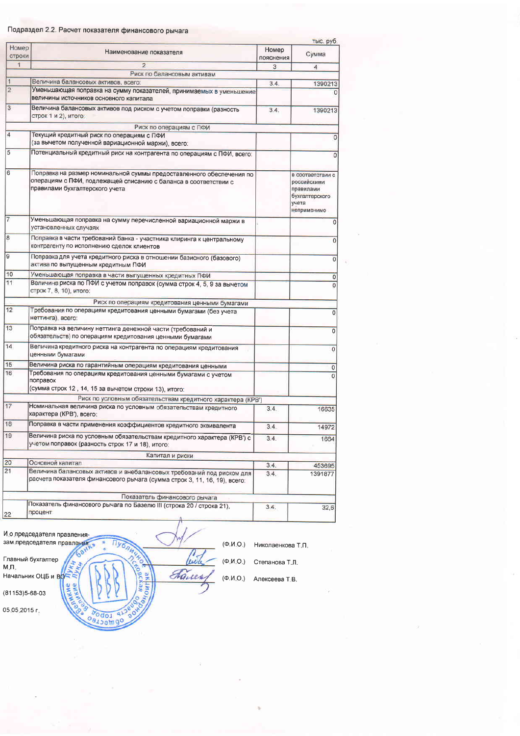Подраздел 2.2. Расчет показателя финансового рычага

тыс. руб.

| Номер строки | Наименование показателя | Номер пояснения | Сумма |
|---|---|---|---|
| 1 | 2 | 3 | 4 |
| | Риск по балансовым активам | | |
| 1 | Величина балансовых активов, всего: | 3.4. | 1390213 |
| 2 | Уменьшающая поправка на сумму показателей, принимаемых в уменьшение величины источников основного капитала | | 0 |
| 3 | Величина балансовых активов под риском с учетом поправки (разность строк 1 и 2), итого: | 3.4. | 1390213 |
| | Риск по операциям с ПФИ | | |
| 4 | Текущий кредитный риск по операциям с ПФИ (за вычетом полученной вариационной маржи), всего: | | 0 |
| 5 | Потенциальный кредитный риск на контрагента по операциям с ПФИ, всего: | | 0 |
| 6 | Поправка на размер номинальной суммы предоставленного обеспечения по операциям с ПФИ, подлежащей списанию с баланса в соответствии с правилами бухгалтерского учета | | в соответствии с российскими правилами бухгалтерского учета неприменимо |
| 7 | Уменьшающая поправка на сумму перечисленной вариационной маржи в установленных случаях | | 0 |
| 8 | Поправка в части требований банка - участника клиринга к центральному контрагенту по исполнению сделок клиентов | | 0 |
| 9 | Поправка для учета кредитного риска в отношении базисного (базового) актива по выпущенным кредитным ПФИ | | 0 |
| 10 | Уменьшающая поправка в части выпущенных кредитных ПФИ | | 0 |
| 11 | Величина риска по ПФИ с учетом поправок (сумма строк 4, 5, 9 за вычетом строк 7, 8, 10), итого: | | 0 |
| | Риск по операциям кредитования ценными бумагами | | |
| 12 | Требования по операциям кредитования ценными бумагами (без учета неттинга), всего: | | 0 |
| 13 | Поправка на величину неттинга денежной части (требований и обязательств) по операциям кредитования ценными бумагами | | 0 |
| 14 | Величина кредитного риска на контрагента по операциям кредитования ценными бумагами | | 0 |
| 15 | Величина риска по гарантийным операциям кредитования ценными | | 0 |
| 16 | Требования по операциям кредитования ценными бумагами с учетом поправок (сумма строк 12, 14, 15 за вычетом строки 13), итого: | | 0 |
| | Риск по условным обязательствам кредитного характера (КРВ') | | |
| 17 | Номинальная величина риска по условным обязательствам кредитного характера (КРВ'), всего: | 3.4. | 16635 |
| 18 | Поправка в части применения коэффициентов кредитного эквивалента | 3.4. | 14972 |
| 19 | Величина риска по условным обязательствам кредитного характера (КРВ') с учетом поправок (разность строк 17 и 18), итого: | 3.4. | 1664 |
| | Капитал и риски | | |
| 20 | Основной капитал | 3.4. | 453695 |
| 21 | Величина балансовых активов и внебалансовых требований под риском для расчета показателя финансового рычага (сумма строк 3, 11, 16, 19), всего: | 3.4. | 1391877 |
| | Показатель финансового рычага | | |
| 22 | Показатель финансового рычага по Базелю III (строка 20 / строка 21), процент | 3.4. | 32,6 |

И.о.председателя правления-зам.председателя правления (Ф.И.О.) Николаенкова Т.П.

Главный бухгалтер (Ф.И.О.) Степанова Т.Л.

М.П.

Начальник ОЦБ и ВО (Ф.И.О.) Алексеева Т.В.

(81153)5-68-03

05.05.2015 г.